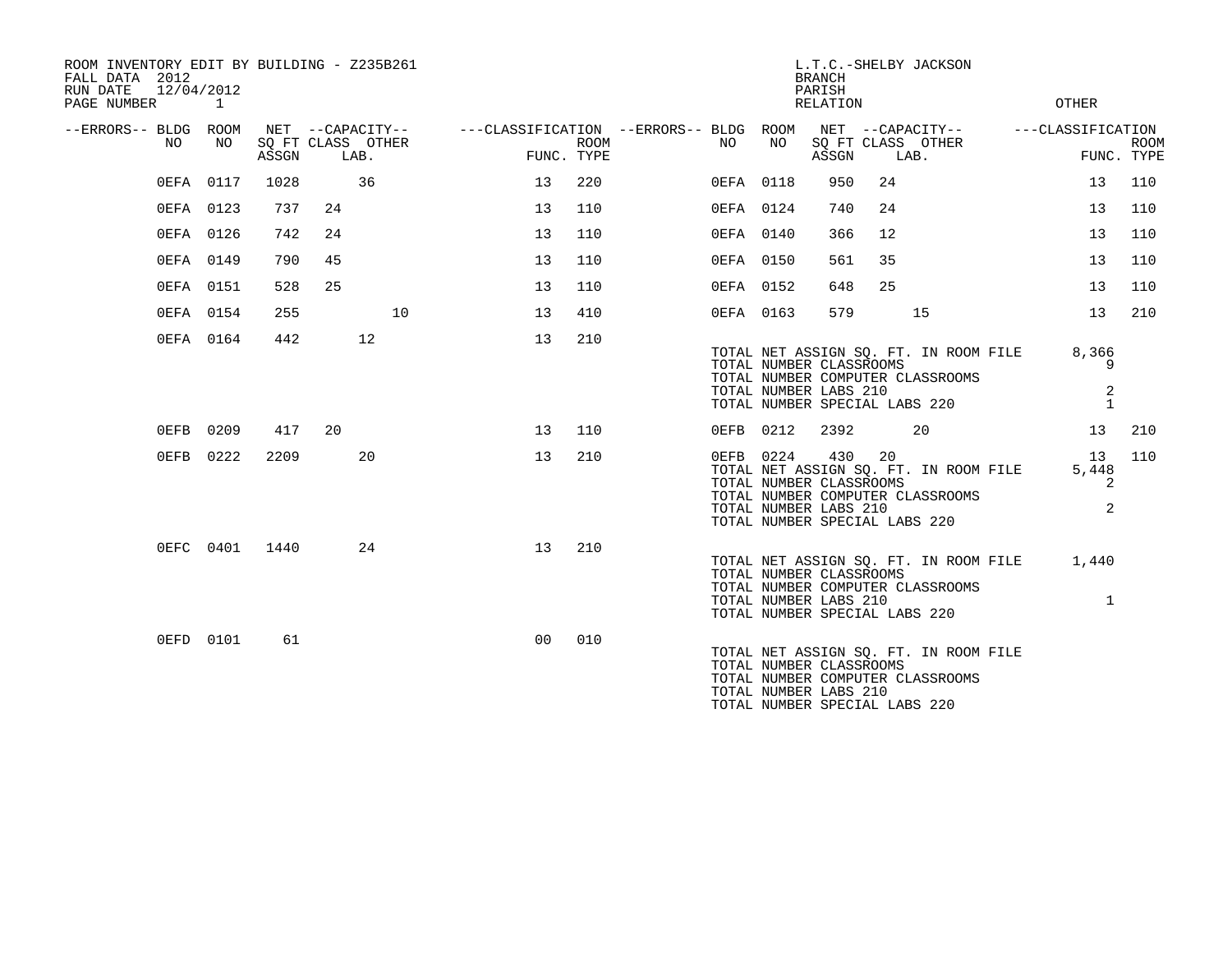ROOM INVENTORY EDIT BY BUILDING - Z235B261
FALL DATA 2012
RUN DATE 12/04/2012
PAGE NUMBER 1

L.T.C.-SHELBY JACKSON
BRANCH
PARISH
RELATION
OTHER

| --ERRORS-- | BLDG NO | ROOM NO | NET SQ FT ASSGN | --CAPACITY-- CLASS | LAB. | OTHER | ---CLASSIFICATION FUNC. | ROOM TYPE | --ERRORS-- | BLDG NO | ROOM NO | NET SQ FT ASSGN | --CAPACITY-- CLASS | LAB. | OTHER | ---CLASSIFICATION FUNC. | ROOM TYPE |
|---|---|---|---|---|---|---|---|---|---|---|---|---|---|---|---|---|---|
| | 0EFA | 0117 | 1028 | | 36 | | 13 | 220 | | 0EFA | 0118 | 950 | 24 | | | 13 | 110 |
| | 0EFA | 0123 | 737 | 24 | | | 13 | 110 | | 0EFA | 0124 | 740 | 24 | | | 13 | 110 |
| | 0EFA | 0126 | 742 | 24 | | | 13 | 110 | | 0EFA | 0140 | 366 | 12 | | | 13 | 110 |
| | 0EFA | 0149 | 790 | 45 | | | 13 | 110 | | 0EFA | 0150 | 561 | 35 | | | 13 | 110 |
| | 0EFA | 0151 | 528 | 25 | | | 13 | 110 | | 0EFA | 0152 | 648 | 25 | | | 13 | 110 |
| | 0EFA | 0154 | 255 | | | 10 | 13 | 410 | | 0EFA | 0163 | 579 | | 15 | | 13 | 210 |
| | 0EFA | 0164 | 442 | | 12 | | 13 | 210 | | | | | | | | | |

TOTAL NET ASSIGN SQ. FT. IN ROOM FILE 8,366
TOTAL NUMBER CLASSROOMS 9
TOTAL NUMBER COMPUTER CLASSROOMS
TOTAL NUMBER LABS 210 2
TOTAL NUMBER SPECIAL LABS 220 1

| --ERRORS-- | BLDG NO | ROOM NO | NET SQ FT ASSGN | --CAPACITY-- CLASS | LAB. | OTHER | ---CLASSIFICATION FUNC. | ROOM TYPE | --ERRORS-- | BLDG NO | ROOM NO | NET SQ FT ASSGN | --CAPACITY-- CLASS | LAB. | OTHER | ---CLASSIFICATION FUNC. | ROOM TYPE |
|---|---|---|---|---|---|---|---|---|---|---|---|---|---|---|---|---|---|
| | 0EFB | 0209 | 417 | 20 | | | 13 | 110 | | 0EFB | 0212 | 2392 | | 20 | | 13 | 210 |
| | 0EFB | 0222 | 2209 | | 20 | | 13 | 210 | | 0EFB | 0224 | 430 | 20 | | | 13 | 110 |

TOTAL NET ASSIGN SQ. FT. IN ROOM FILE 5,448
TOTAL NUMBER CLASSROOMS 2
TOTAL NUMBER COMPUTER CLASSROOMS
TOTAL NUMBER LABS 210 2
TOTAL NUMBER SPECIAL LABS 220

| --ERRORS-- | BLDG NO | ROOM NO | NET SQ FT ASSGN | --CAPACITY-- CLASS | LAB. | OTHER | ---CLASSIFICATION FUNC. | ROOM TYPE |
|---|---|---|---|---|---|---|---|---|
| | 0EFC | 0401 | 1440 | | 24 | | 13 | 210 |

TOTAL NET ASSIGN SQ. FT. IN ROOM FILE 1,440
TOTAL NUMBER CLASSROOMS
TOTAL NUMBER COMPUTER CLASSROOMS
TOTAL NUMBER LABS 210 1
TOTAL NUMBER SPECIAL LABS 220

| --ERRORS-- | BLDG NO | ROOM NO | NET SQ FT ASSGN | --CAPACITY-- CLASS | LAB. | OTHER | ---CLASSIFICATION FUNC. | ROOM TYPE |
|---|---|---|---|---|---|---|---|---|
| | 0EFD | 0101 | 61 | | | | 00 | 010 |

TOTAL NET ASSIGN SQ. FT. IN ROOM FILE
TOTAL NUMBER CLASSROOMS
TOTAL NUMBER COMPUTER CLASSROOMS
TOTAL NUMBER LABS 210
TOTAL NUMBER SPECIAL LABS 220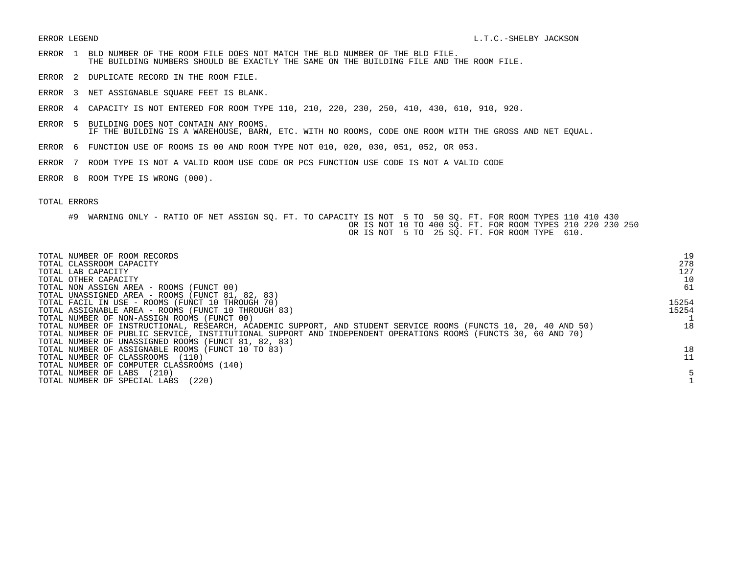ERROR LEGEND

L.T.C.-SHELBY JACKSON

ERROR 1 BLD NUMBER OF THE ROOM FILE DOES NOT MATCH THE BLD NUMBER OF THE BLD FILE.
THE BUILDING NUMBERS SHOULD BE EXACTLY THE SAME ON THE BUILDING FILE AND THE ROOM FILE.

ERROR 2 DUPLICATE RECORD IN THE ROOM FILE.

ERROR 3 NET ASSIGNABLE SQUARE FEET IS BLANK.

ERROR 4 CAPACITY IS NOT ENTERED FOR ROOM TYPE 110, 210, 220, 230, 250, 410, 430, 610, 910, 920.

ERROR 5 BUILDING DOES NOT CONTAIN ANY ROOMS.
IF THE BUILDING IS A WAREHOUSE, BARN, ETC. WITH NO ROOMS, CODE ONE ROOM WITH THE GROSS AND NET EQUAL.

ERROR 6 FUNCTION USE OF ROOMS IS 00 AND ROOM TYPE NOT 010, 020, 030, 051, 052, OR 053.

ERROR 7 ROOM TYPE IS NOT A VALID ROOM USE CODE OR PCS FUNCTION USE CODE IS NOT A VALID CODE

ERROR 8 ROOM TYPE IS WRONG (000).

TOTAL ERRORS

#9 WARNING ONLY - RATIO OF NET ASSIGN SQ. FT. TO CAPACITY IS NOT 5 TO 50 SQ. FT. FOR ROOM TYPES 110 410 430
OR IS NOT 10 TO 400 SQ. FT. FOR ROOM TYPES 210 220 230 250
OR IS NOT 5 TO 25 SQ. FT. FOR ROOM TYPE 610.

| | |
|---|---|
| TOTAL NUMBER OF ROOM RECORDS | 19 |
| TOTAL CLASSROOM CAPACITY | 278 |
| TOTAL LAB CAPACITY | 127 |
| TOTAL OTHER CAPACITY | 10 |
| TOTAL NON ASSIGN AREA - ROOMS (FUNCT 00) | 61 |
| TOTAL UNASSIGNED AREA - ROOMS (FUNCT 81, 82, 83) | |
| TOTAL FACIL IN USE - ROOMS (FUNCT 10 THROUGH 70) | 15254 |
| TOTAL ASSIGNABLE AREA - ROOMS (FUNCT 10 THROUGH 83) | 15254 |
| TOTAL NUMBER OF NON-ASSIGN ROOMS (FUNCT 00) | 1 |
| TOTAL NUMBER OF INSTRUCTIONAL, RESEARCH, ACADEMIC SUPPORT, AND STUDENT SERVICE ROOMS (FUNCTS 10, 20, 40 AND 50) | 18 |
| TOTAL NUMBER OF PUBLIC SERVICE, INSTITUTIONAL SUPPORT AND INDEPENDENT OPERATIONS ROOMS (FUNCTS 30, 60 AND 70) | |
| TOTAL NUMBER OF UNASSIGNED ROOMS (FUNCT 81, 82, 83) | |
| TOTAL NUMBER OF ASSIGNABLE ROOMS (FUNCT 10 TO 83) | 18 |
| TOTAL NUMBER OF CLASSROOMS (110) | 11 |
| TOTAL NUMBER OF COMPUTER CLASSROOMS (140) | |
| TOTAL NUMBER OF LABS (210) | 5 |
| TOTAL NUMBER OF SPECIAL LABS (220) | 1 |